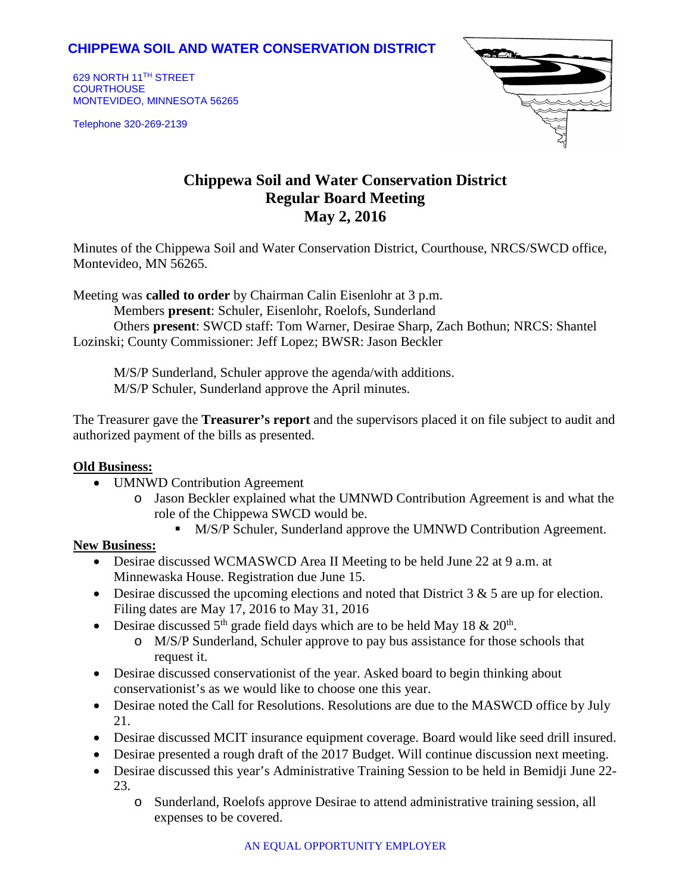**CHIPPEWA SOIL AND WATER CONSERVATION DISTRICT**

629 NORTH 11TH STREET
COURTHOUSE
MONTEVIDEO, MINNESOTA 56265

Telephone 320-269-2139

# Chippewa Soil and Water Conservation District
## Regular Board Meeting
## May 2, 2016

Minutes of the Chippewa Soil and Water Conservation District, Courthouse, NRCS/SWCD office, Montevideo, MN 56265.

Meeting was **called to order** by Chairman Calin Eisenlohr at 3 p.m.
Members **present**: Schuler, Eisenlohr, Roelofs, Sunderland
Others **present**: SWCD staff: Tom Warner, Desirae Sharp, Zach Bothun; NRCS: Shantel Lozinski; County Commissioner: Jeff Lopez; BWSR: Jason Beckler

M/S/P Sunderland, Schuler approve the agenda/with additions.
M/S/P Schuler, Sunderland approve the April minutes.

The Treasurer gave the **Treasurer's report** and the supervisors placed it on file subject to audit and authorized payment of the bills as presented.

**Old Business:**

- UMNWD Contribution Agreement
  - Jason Beckler explained what the UMNWD Contribution Agreement is and what the role of the Chippewa SWCD would be.
    - M/S/P Schuler, Sunderland approve the UMNWD Contribution Agreement.

**New Business:**

- Desirae discussed WCMASWCD Area II Meeting to be held June 22 at 9 a.m. at Minnewaska House. Registration due June 15.
- Desirae discussed the upcoming elections and noted that District 3 & 5 are up for election. Filing dates are May 17, 2016 to May 31, 2016
- Desirae discussed 5th grade field days which are to be held May 18 & 20th.
  - M/S/P Sunderland, Schuler approve to pay bus assistance for those schools that request it.
- Desirae discussed conservationist of the year. Asked board to begin thinking about conservationist's as we would like to choose one this year.
- Desirae noted the Call for Resolutions. Resolutions are due to the MASWCD office by July 21.
- Desirae discussed MCIT insurance equipment coverage. Board would like seed drill insured.
- Desirae presented a rough draft of the 2017 Budget. Will continue discussion next meeting.
- Desirae discussed this year's Administrative Training Session to be held in Bemidji June 22-23.
  - Sunderland, Roelofs approve Desirae to attend administrative training session, all expenses to be covered.

AN EQUAL OPPORTUNITY EMPLOYER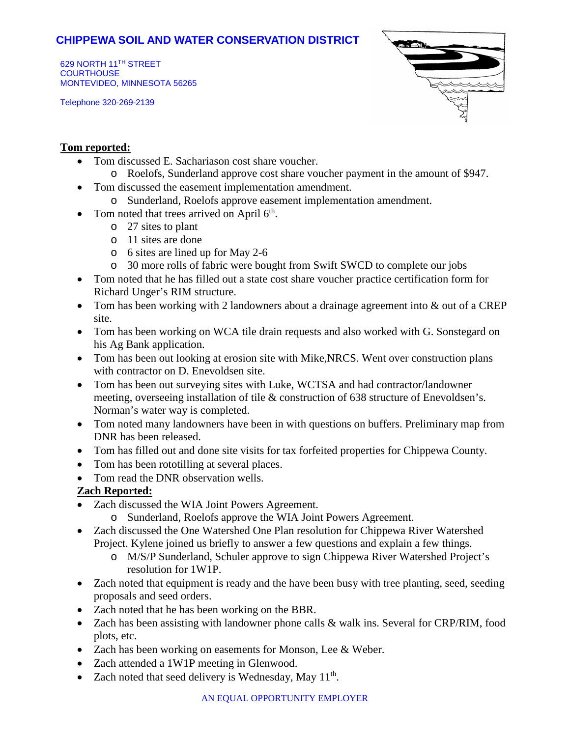# CHIPPEWA SOIL AND WATER CONSERVATION DISTRICT

629 NORTH 11TH STREET
COURTHOUSE
MONTEVIDEO, MINNESOTA 56265

Telephone 320-269-2139

**Tom reported:**

- Tom discussed E. Sachariason cost share voucher.
  - Roelofs, Sunderland approve cost share voucher payment in the amount of $947.
- Tom discussed the easement implementation amendment.
  - Sunderland, Roelofs approve easement implementation amendment.
- Tom noted that trees arrived on April 6th.
  - 27 sites to plant
  - 11 sites are done
  - 6 sites are lined up for May 2-6
  - 30 more rolls of fabric were bought from Swift SWCD to complete our jobs
- Tom noted that he has filled out a state cost share voucher practice certification form for Richard Unger's RIM structure.
- Tom has been working with 2 landowners about a drainage agreement into & out of a CREP site.
- Tom has been working on WCA tile drain requests and also worked with G. Sonstegard on his Ag Bank application.
- Tom has been out looking at erosion site with Mike,NRCS. Went over construction plans with contractor on D. Enevoldsen site.
- Tom has been out surveying sites with Luke, WCTSA and had contractor/landowner meeting, overseeing installation of tile & construction of 638 structure of Enevoldsen's. Norman's water way is completed.
- Tom noted many landowners have been in with questions on buffers. Preliminary map from DNR has been released.
- Tom has filled out and done site visits for tax forfeited properties for Chippewa County.
- Tom has been rototilling at several places.
- Tom read the DNR observation wells.

**Zach Reported:**

- Zach discussed the WIA Joint Powers Agreement.
  - Sunderland, Roelofs approve the WIA Joint Powers Agreement.
- Zach discussed the One Watershed One Plan resolution for Chippewa River Watershed Project. Kylene joined us briefly to answer a few questions and explain a few things.
  - M/S/P Sunderland, Schuler approve to sign Chippewa River Watershed Project's resolution for 1W1P.
- Zach noted that equipment is ready and the have been busy with tree planting, seed, seeding proposals and seed orders.
- Zach noted that he has been working on the BBR.
- Zach has been assisting with landowner phone calls & walk ins. Several for CRP/RIM, food plots, etc.
- Zach has been working on easements for Monson, Lee & Weber.
- Zach attended a 1W1P meeting in Glenwood.
- Zach noted that seed delivery is Wednesday, May 11th.

AN EQUAL OPPORTUNITY EMPLOYER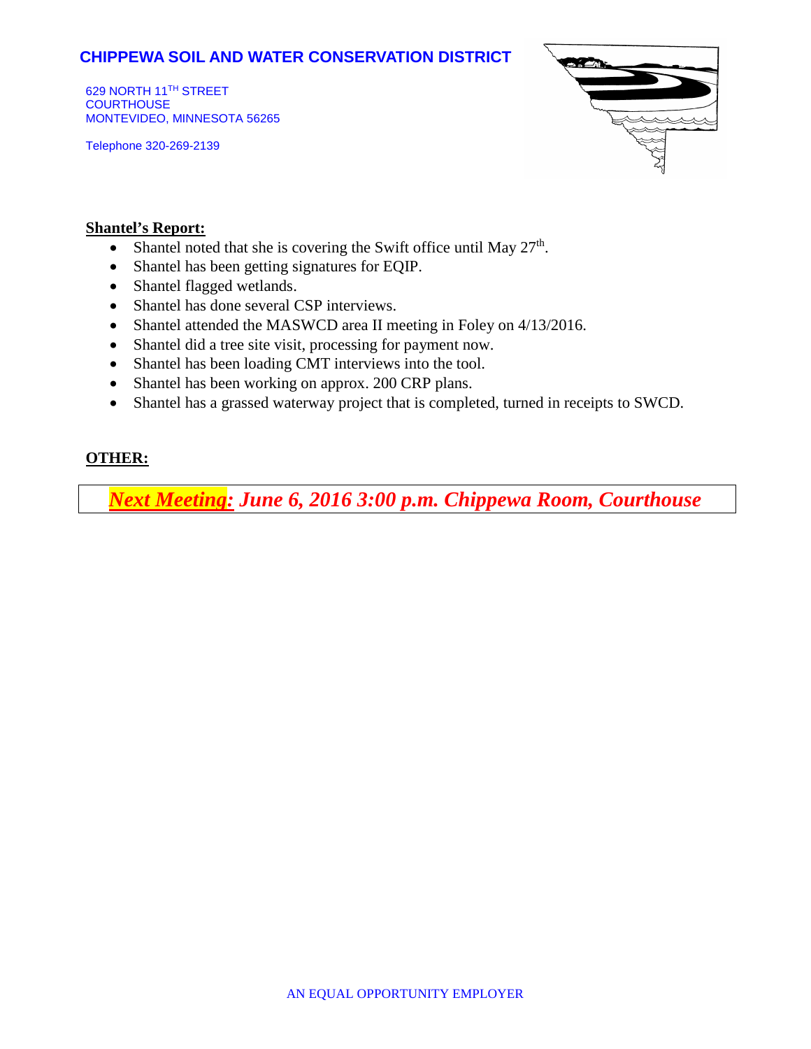**CHIPPEWA SOIL AND WATER CONSERVATION DISTRICT**

629 NORTH 11TH STREET
COURTHOUSE
MONTEVIDEO, MINNESOTA 56265

Telephone 320-269-2139

**Shantel's Report:**

- Shantel noted that she is covering the Swift office until May 27th.
- Shantel has been getting signatures for EQIP.
- Shantel flagged wetlands.
- Shantel has done several CSP interviews.
- Shantel attended the MASWCD area II meeting in Foley on 4/13/2016.
- Shantel did a tree site visit, processing for payment now.
- Shantel has been loading CMT interviews into the tool.
- Shantel has been working on approx. 200 CRP plans.
- Shantel has a grassed waterway project that is completed, turned in receipts to SWCD.

**OTHER:**

***Next Meeting: June 6, 2016 3:00 p.m. Chippewa Room, Courthouse***

AN EQUAL OPPORTUNITY EMPLOYER